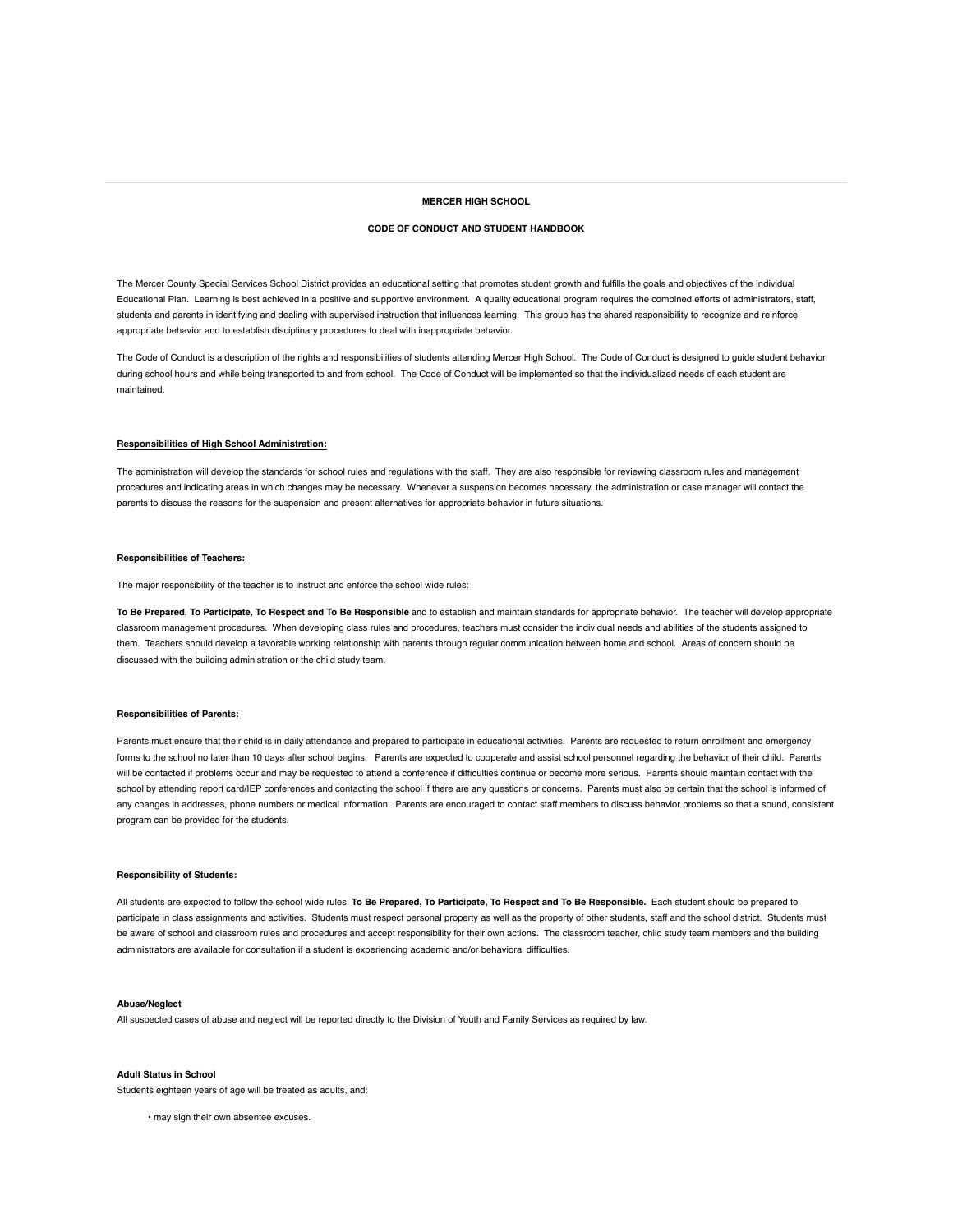# MERCER HIGH SCHOOL

## CODE OF CONDUCT AND STUDENT HANDBOOK

The Mercer County Special Services School District provides an educational setting that promotes student growth and fulfills the goals and objectives of the Individual Educational Plan. Learning is best achieved in a positive and supportive environment. A quality educational program requires the combined efforts of administrators, staff, students and parents in identifying and dealing with supervised instruction that influences learning. This group has the shared responsibility to recognize and reinforce appropriate behavior and to establish disciplinary procedures to deal with inappropriate behavior.

The Code of Conduct is a description of the rights and responsibilities of students attending Mercer High School. The Code of Conduct is designed to guide student behavior during school hours and while being transported to and from school. The Code of Conduct will be implemented so that the individualized needs of each student are maintained.

### Responsibilities of High School Administration:

The administration will develop the standards for school rules and regulations with the staff. They are also responsible for reviewing classroom rules and management procedures and indicating areas in which changes may be necessary. Whenever a suspension becomes necessary, the administration or case manager will contact the parents to discuss the reasons for the suspension and present alternatives for appropriate behavior in future situations.

### Responsibilities of Teachers:

The major responsibility of the teacher is to instruct and enforce the school wide rules:

**To Be Prepared, To Participate, To Respect and To Be Responsible** and to establish and maintain standards for appropriate behavior. The teacher will develop appropriate classroom management procedures. When developing class rules and procedures, teachers must consider the individual needs and abilities of the students assigned to them. Teachers should develop a favorable working relationship with parents through regular communication between home and school. Areas of concern should be discussed with the building administration or the child study team.

### Responsibilities of Parents:

Parents must ensure that their child is in daily attendance and prepared to participate in educational activities. Parents are requested to return enrollment and emergency forms to the school no later than 10 days after school begins. Parents are expected to cooperate and assist school personnel regarding the behavior of their child. Parents will be contacted if problems occur and may be requested to attend a conference if difficulties continue or become more serious. Parents should maintain contact with the school by attending report card/IEP conferences and contacting the school if there are any questions or concerns. Parents must also be certain that the school is informed of any changes in addresses, phone numbers or medical information. Parents are encouraged to contact staff members to discuss behavior problems so that a sound, consistent program can be provided for the students.

### Responsibility of Students:

All students are expected to follow the school wide rules: **To Be Prepared, To Participate, To Respect and To Be Responsible.** Each student should be prepared to participate in class assignments and activities. Students must respect personal property as well as the property of other students, staff and the school district. Students must be aware of school and classroom rules and procedures and accept responsibility for their own actions. The classroom teacher, child study team members and the building administrators are available for consultation if a student is experiencing academic and/or behavioral difficulties.

**Abuse/Neglect**

All suspected cases of abuse and neglect will be reported directly to the Division of Youth and Family Services as required by law.

**Adult Status in School**

Students eighteen years of age will be treated as adults, and:

- may sign their own absentee excuses.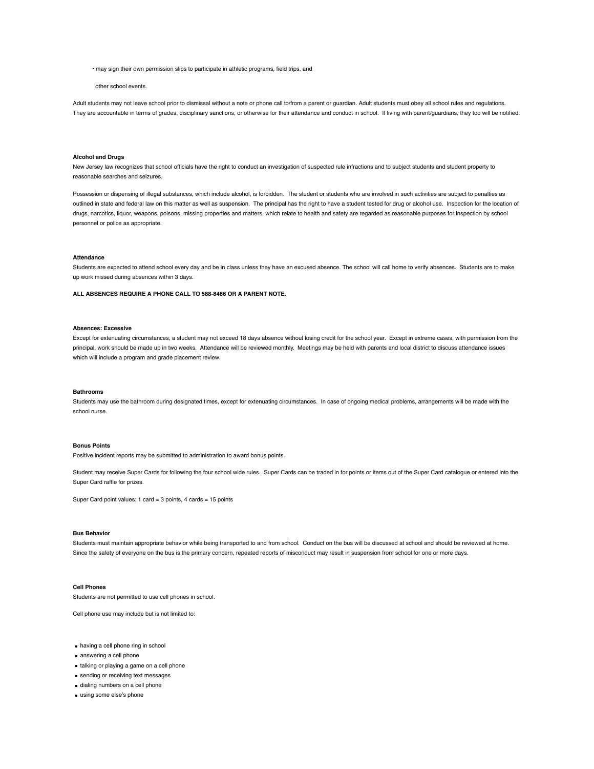- may sign their own permission slips to participate in athletic programs, field trips, and other school events.

Adult students may not leave school prior to dismissal without a note or phone call to/from a parent or guardian. Adult students must obey all school rules and regulations. They are accountable in terms of grades, disciplinary sanctions, or otherwise for their attendance and conduct in school. If living with parent/guardians, they too will be notified.

**Alcohol and Drugs**

New Jersey law recognizes that school officials have the right to conduct an investigation of suspected rule infractions and to subject students and student property to reasonable searches and seizures.

Possession or dispensing of illegal substances, which include alcohol, is forbidden. The student or students who are involved in such activities are subject to penalties as outlined in state and federal law on this matter as well as suspension. The principal has the right to have a student tested for drug or alcohol use. Inspection for the location of drugs, narcotics, liquor, weapons, poisons, missing properties and matters, which relate to health and safety are regarded as reasonable purposes for inspection by school personnel or police as appropriate.

**Attendance**

Students are expected to attend school every day and be in class unless they have an excused absence. The school will call home to verify absences. Students are to make up work missed during absences within 3 days.

**ALL ABSENCES REQUIRE A PHONE CALL TO 588-8466 OR A PARENT NOTE.**

**Absences: Excessive**

Except for extenuating circumstances, a student may not exceed 18 days absence without losing credit for the school year. Except in extreme cases, with permission from the principal, work should be made up in two weeks. Attendance will be reviewed monthly. Meetings may be held with parents and local district to discuss attendance issues which will include a program and grade placement review.

**Bathrooms**

Students may use the bathroom during designated times, except for extenuating circumstances. In case of ongoing medical problems, arrangements will be made with the school nurse.

**Bonus Points**

Positive incident reports may be submitted to administration to award bonus points.

Student may receive Super Cards for following the four school wide rules. Super Cards can be traded in for points or items out of the Super Card catalogue or entered into the Super Card raffle for prizes.

Super Card point values: 1 card = 3 points, 4 cards = 15 points

**Bus Behavior**

Students must maintain appropriate behavior while being transported to and from school. Conduct on the bus will be discussed at school and should be reviewed at home. Since the safety of everyone on the bus is the primary concern, repeated reports of misconduct may result in suspension from school for one or more days.

**Cell Phones**

Students are not permitted to use cell phones in school.

Cell phone use may include but is not limited to:

- having a cell phone ring in school
- answering a cell phone
- talking or playing a game on a cell phone
- sending or receiving text messages
- dialing numbers on a cell phone
- using some else's phone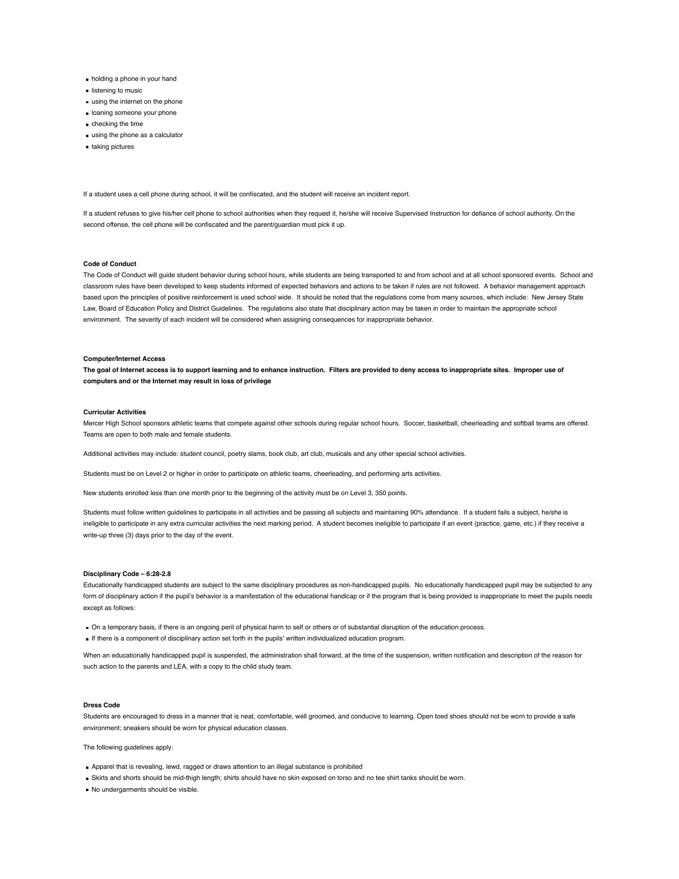- holding a phone in your hand
- listening to music
- using the internet on the phone
- loaning someone your phone
- checking the time
- using the phone as a calculator
- taking pictures

If a student uses a cell phone during school, it will be confiscated, and the student will receive an incident report.

If a student refuses to give his/her cell phone to school authorities when they request it, he/she will receive Supervised Instruction for defiance of school authority. On the second offense, the cell phone will be confiscated and the parent/guardian must pick it up.

**Code of Conduct**

The Code of Conduct will guide student behavior during school hours, while students are being transported to and from school and at all school sponsored events. School and classroom rules have been developed to keep students informed of expected behaviors and actions to be taken if rules are not followed. A behavior management approach based upon the principles of positive reinforcement is used school wide. It should be noted that the regulations come from many sources, which include: New Jersey State Law, Board of Education Policy and District Guidelines. The regulations also state that disciplinary action may be taken in order to maintain the appropriate school environment. The severity of each incident will be considered when assigning consequences for inappropriate behavior.

**Computer/Internet Access**

**The goal of Internet access is to support learning and to enhance instruction. Filters are provided to deny access to inappropriate sites. Improper use of computers and or the Internet may result in loss of privilege**

**Curricular Activities**

Mercer High School sponsors athletic teams that compete against other schools during regular school hours. Soccer, basketball, cheerleading and softball teams are offered. Teams are open to both male and female students.

Additional activities may include: student council, poetry slams, book club, art club, musicals and any other special school activities.

Students must be on Level 2 or higher in order to participate on athletic teams, cheerleading, and performing arts activities.

New students enrolled less than one month prior to the beginning of the activity must be on Level 3, 350 points.

Students must follow written guidelines to participate in all activities and be passing all subjects and maintaining 90% attendance. If a student fails a subject, he/she is ineligible to participate in any extra curricular activities the next marking period. A student becomes ineligible to participate if an event (practice, game, etc.) if they receive a write-up three (3) days prior to the day of the event.

**Disciplinary Code – 6:28-2.8**

Educationally handicapped students are subject to the same disciplinary procedures as non-handicapped pupils. No educationally handicapped pupil may be subjected to any form of disciplinary action if the pupil's behavior is a manifestation of the educational handicap or if the program that is being provided is inappropriate to meet the pupils needs except as follows:

- On a temporary basis, if there is an ongoing peril of physical harm to self or others or of substantial disruption of the education process.
- If there is a component of disciplinary action set forth in the pupils' written individualized education program.

When an educationally handicapped pupil is suspended, the administration shall forward, at the time of the suspension, written notification and description of the reason for such action to the parents and LEA, with a copy to the child study team.

**Dress Code**

Students are encouraged to dress in a manner that is neat, comfortable, well groomed, and conducive to learning. Open toed shoes should not be worn to provide a safe environment; sneakers should be worn for physical education classes.

The following guidelines apply:

- Apparel that is revealing, lewd, ragged or draws attention to an illegal substance is prohibited
- Skirts and shorts should be mid-thigh length; shirts should have no skin exposed on torso and no tee shirt tanks should be worn.
- No undergarments should be visible.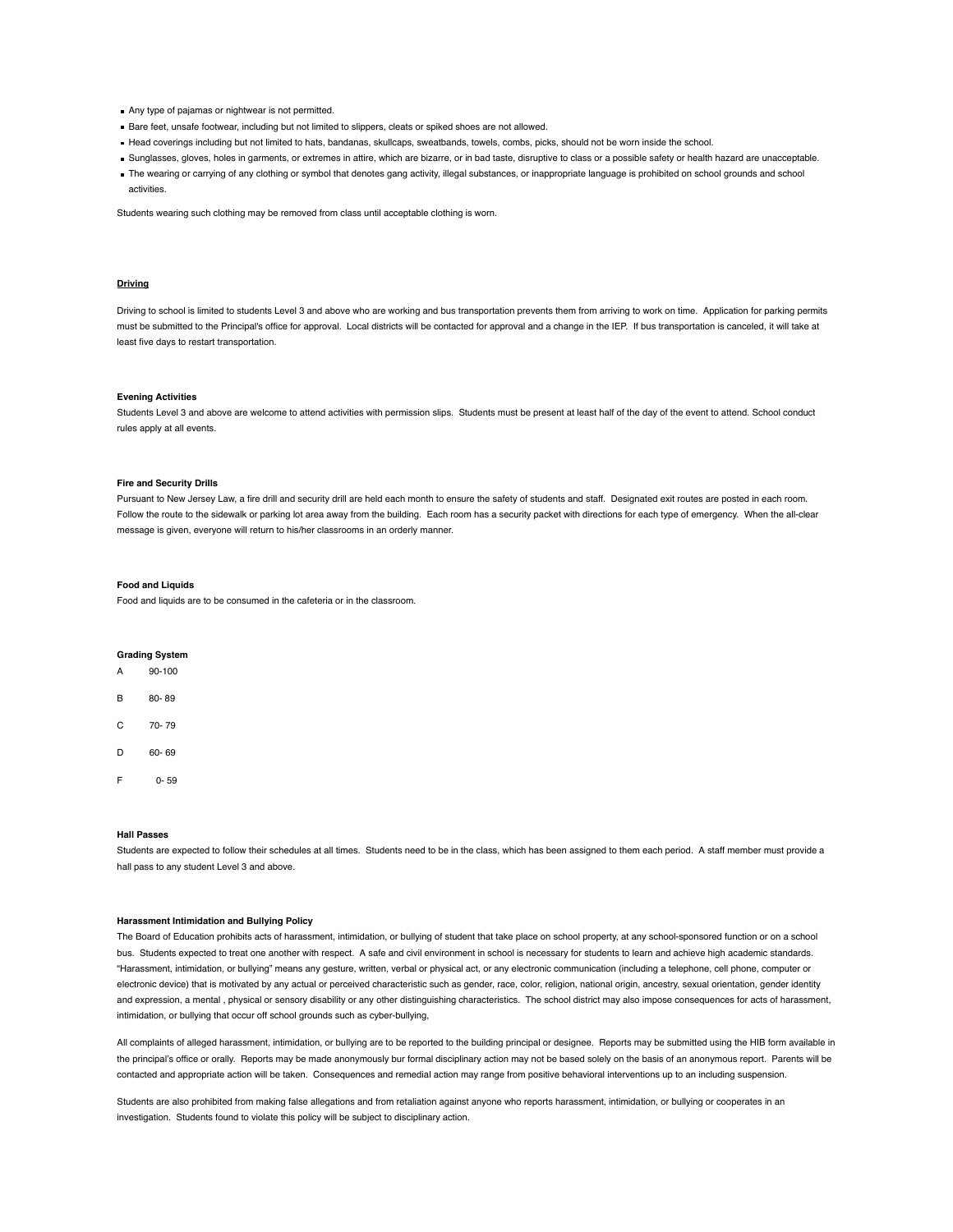- Any type of pajamas or nightwear is not permitted.
- Bare feet, unsafe footwear, including but not limited to slippers, cleats or spiked shoes are not allowed.
- Head coverings including but not limited to hats, bandanas, skullcaps, sweatbands, towels, combs, picks, should not be worn inside the school.
- Sunglasses, gloves, holes in garments, or extremes in attire, which are bizarre, or in bad taste, disruptive to class or a possible safety or health hazard are unacceptable.
- The wearing or carrying of any clothing or symbol that denotes gang activity, illegal substances, or inappropriate language is prohibited on school grounds and school activities.

Students wearing such clothing may be removed from class until acceptable clothing is worn.

**Driving**

Driving to school is limited to students Level 3 and above who are working and bus transportation prevents them from arriving to work on time. Application for parking permits must be submitted to the Principal's office for approval. Local districts will be contacted for approval and a change in the IEP. If bus transportation is canceled, it will take at least five days to restart transportation.

**Evening Activities**

Students Level 3 and above are welcome to attend activities with permission slips. Students must be present at least half of the day of the event to attend. School conduct rules apply at all events.

**Fire and Security Drills**

Pursuant to New Jersey Law, a fire drill and security drill are held each month to ensure the safety of students and staff. Designated exit routes are posted in each room. Follow the route to the sidewalk or parking lot area away from the building. Each room has a security packet with directions for each type of emergency. When the all-clear message is given, everyone will return to his/her classrooms in an orderly manner.

**Food and Liquids**

Food and liquids are to be consumed in the cafeteria or in the classroom.

**Grading System**

| | |
|---|---|
| A | 90-100 |
| B | 80- 89 |
| C | 70- 79 |
| D | 60- 69 |
| F | 0- 59 |

**Hall Passes**

Students are expected to follow their schedules at all times. Students need to be in the class, which has been assigned to them each period. A staff member must provide a hall pass to any student Level 3 and above.

**Harassment Intimidation and Bullying Policy**

The Board of Education prohibits acts of harassment, intimidation, or bullying of student that take place on school property, at any school-sponsored function or on a school bus. Students expected to treat one another with respect. A safe and civil environment in school is necessary for students to learn and achieve high academic standards. "Harassment, intimidation, or bullying" means any gesture, written, verbal or physical act, or any electronic communication (including a telephone, cell phone, computer or electronic device) that is motivated by any actual or perceived characteristic such as gender, race, color, religion, national origin, ancestry, sexual orientation, gender identity and expression, a mental , physical or sensory disability or any other distinguishing characteristics. The school district may also impose consequences for acts of harassment, intimidation, or bullying that occur off school grounds such as cyber-bullying,

All complaints of alleged harassment, intimidation, or bullying are to be reported to the building principal or designee. Reports may be submitted using the HIB form available in the principal's office or orally. Reports may be made anonymously bur formal disciplinary action may not be based solely on the basis of an anonymous report. Parents will be contacted and appropriate action will be taken. Consequences and remedial action may range from positive behavioral interventions up to an including suspension.

Students are also prohibited from making false allegations and from retaliation against anyone who reports harassment, intimidation, or bullying or cooperates in an investigation. Students found to violate this policy will be subject to disciplinary action.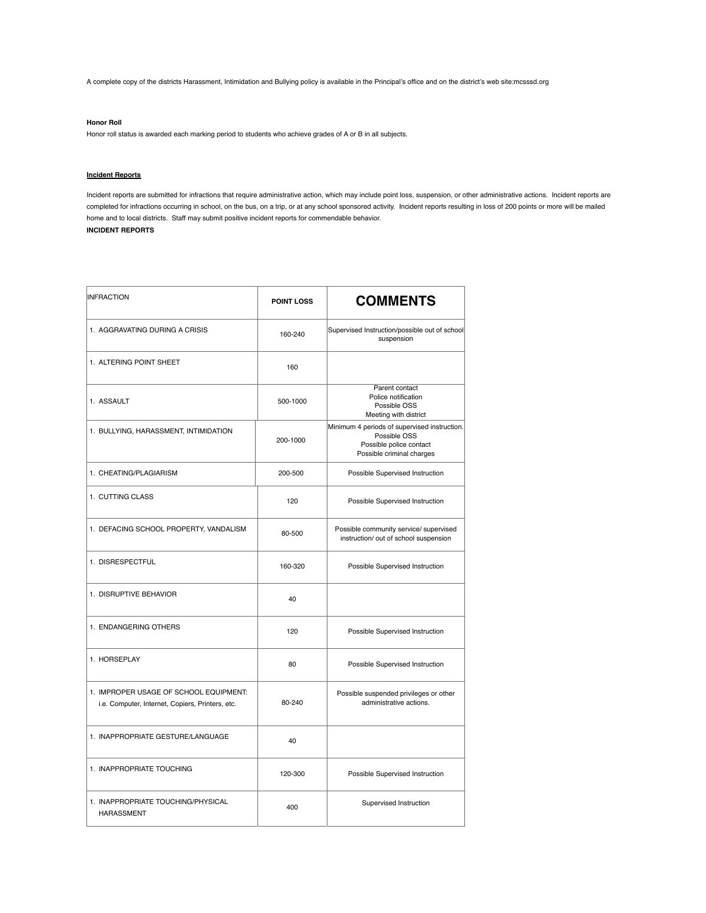A complete copy of the districts Harassment, Intimidation and Bullying policy is available in the Principal's office and on the district's web site:mcsssd.org

**Honor Roll**

Honor roll status is awarded each marking period to students who achieve grades of A or B in all subjects.

**Incident Reports**

Incident reports are submitted for infractions that require administrative action, which may include point loss, suspension, or other administrative actions. Incident reports are completed for infractions occurring in school, on the bus, on a trip, or at any school sponsored activity. Incident reports resulting in loss of 200 points or more will be mailed home and to local districts. Staff may submit positive incident reports for commendable behavior.

**INCIDENT REPORTS**

| INFRACTION | POINT LOSS | COMMENTS |
|---|---|---|
| 1. AGGRAVATING DURING A CRISIS | 160-240 | Supervised Instruction/possible out of school suspension |
| 1. ALTERING POINT SHEET | 160 | |
| 1. ASSAULT | 500-1000 | Parent contact<br>Police notification<br>Possible OSS<br>Meeting with district |
| 1. BULLYING, HARASSMENT, INTIMIDATION | 200-1000 | Minimum 4 periods of supervised instruction.<br>Possible OSS<br>Possible police contact<br>Possible criminal charges |
| 1. CHEATING/PLAGIARISM | 200-500 | Possible Supervised Instruction |
| 1. CUTTING CLASS | 120 | Possible Supervised Instruction |
| 1. DEFACING SCHOOL PROPERTY, VANDALISM | 80-500 | Possible community service/ supervised instruction/ out of school suspension |
| 1. DISRESPECTFUL | 160-320 | Possible Supervised Instruction |
| 1. DISRUPTIVE BEHAVIOR | 40 | |
| 1. ENDANGERING OTHERS | 120 | Possible Supervised Instruction |
| 1. HORSEPLAY | 80 | Possible Supervised Instruction |
| 1. IMPROPER USAGE OF SCHOOL EQUIPMENT: i.e. Computer, Internet, Copiers, Printers, etc. | 80-240 | Possible suspended privileges or other administrative actions. |
| 1. INAPPROPRIATE GESTURE/LANGUAGE | 40 | |
| 1. INAPPROPRIATE TOUCHING | 120-300 | Possible Supervised Instruction |
| 1. INAPPROPRIATE TOUCHING/PHYSICAL HARASSMENT | 400 | Supervised Instruction |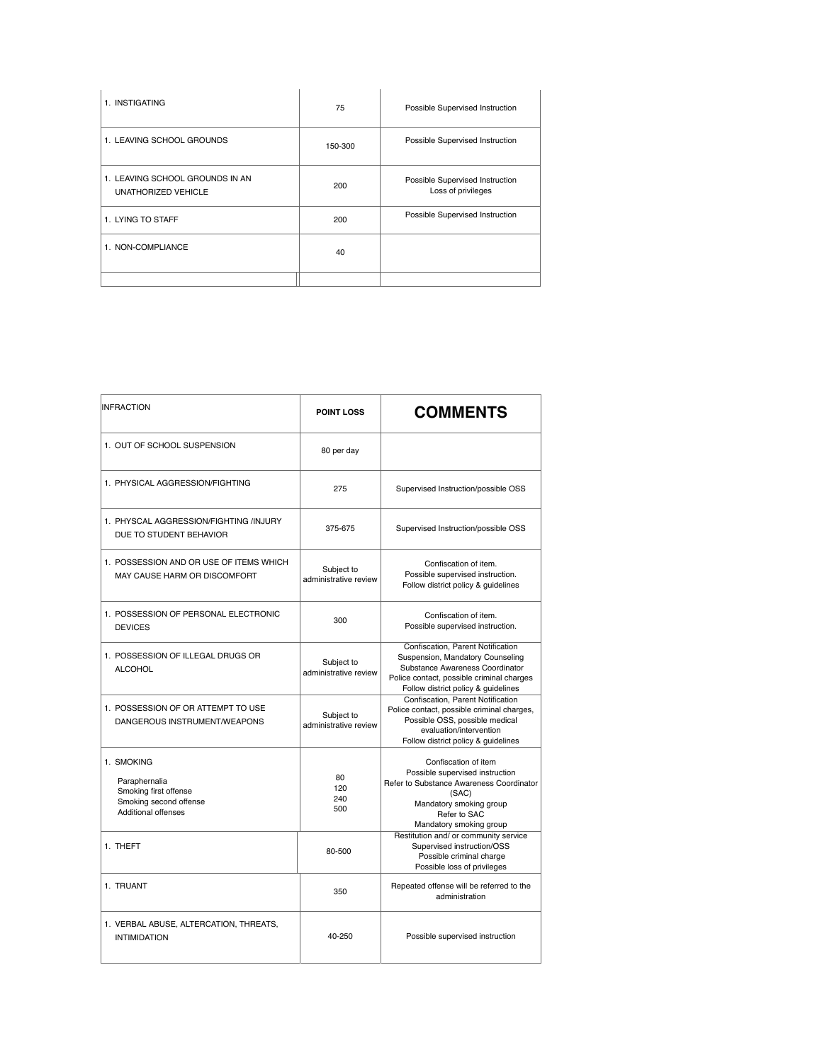| | | |
|---|---|---|
| 1. INSTIGATING | 75 | Possible Supervised Instruction |
| 1. LEAVING SCHOOL GROUNDS | 150-300 | Possible Supervised Instruction |
| 1. LEAVING SCHOOL GROUNDS IN AN UNATHORIZED VEHICLE | 200 | Possible Supervised Instruction<br>Loss of privileges |
| 1. LYING TO STAFF | 200 | Possible Supervised Instruction |
| 1. NON-COMPLIANCE | 40 | |
| | | |

| INFRACTION | **POINT LOSS** | **COMMENTS** |
|---|---|---|
| 1. OUT OF SCHOOL SUSPENSION | 80 per day | |
| 1. PHYSICAL AGGRESSION/FIGHTING | 275 | Supervised Instruction/possible OSS |
| 1. PHYSCAL AGGRESSION/FIGHTING /INJURY DUE TO STUDENT BEHAVIOR | 375-675 | Supervised Instruction/possible OSS |
| 1. POSSESSION AND OR USE OF ITEMS WHICH MAY CAUSE HARM OR DISCOMFORT | Subject to administrative review | Confiscation of item.<br>Possible supervised instruction.<br>Follow district policy & guidelines |
| 1. POSSESSION OF PERSONAL ELECTRONIC DEVICES | 300 | Confiscation of item.<br>Possible supervised instruction. |
| 1. POSSESSION OF ILLEGAL DRUGS OR ALCOHOL | Subject to administrative review | Confiscation, Parent Notification<br>Suspension, Mandatory Counseling<br>Substance Awareness Coordinator<br>Police contact, possible criminal charges<br>Follow district policy & guidelines |
| 1. POSSESSION OF OR ATTEMPT TO USE DANGEROUS INSTRUMENT/WEAPONS | Subject to administrative review | Confiscation, Parent Notification<br>Police contact, possible criminal charges,<br>Possible OSS, possible medical evaluation/intervention<br>Follow district policy & guidelines |
| 1. SMOKING<br><br>Paraphernalia<br>Smoking first offense<br>Smoking second offense<br>Additional offenses | 80<br>120<br>240<br>500 | Confiscation of item<br>Possible supervised instruction<br>Refer to Substance Awareness Coordinator (SAC)<br>Mandatory smoking group<br>Refer to SAC<br>Mandatory smoking group |
| 1. THEFT | 80-500 | Restitution and/ or community service<br>Supervised instruction/OSS<br>Possible criminal charge<br>Possible loss of privileges |
| 1. TRUANT | 350 | Repeated offense will be referred to the administration |
| 1. VERBAL ABUSE, ALTERCATION, THREATS, INTIMIDATION | 40-250 | Possible supervised instruction |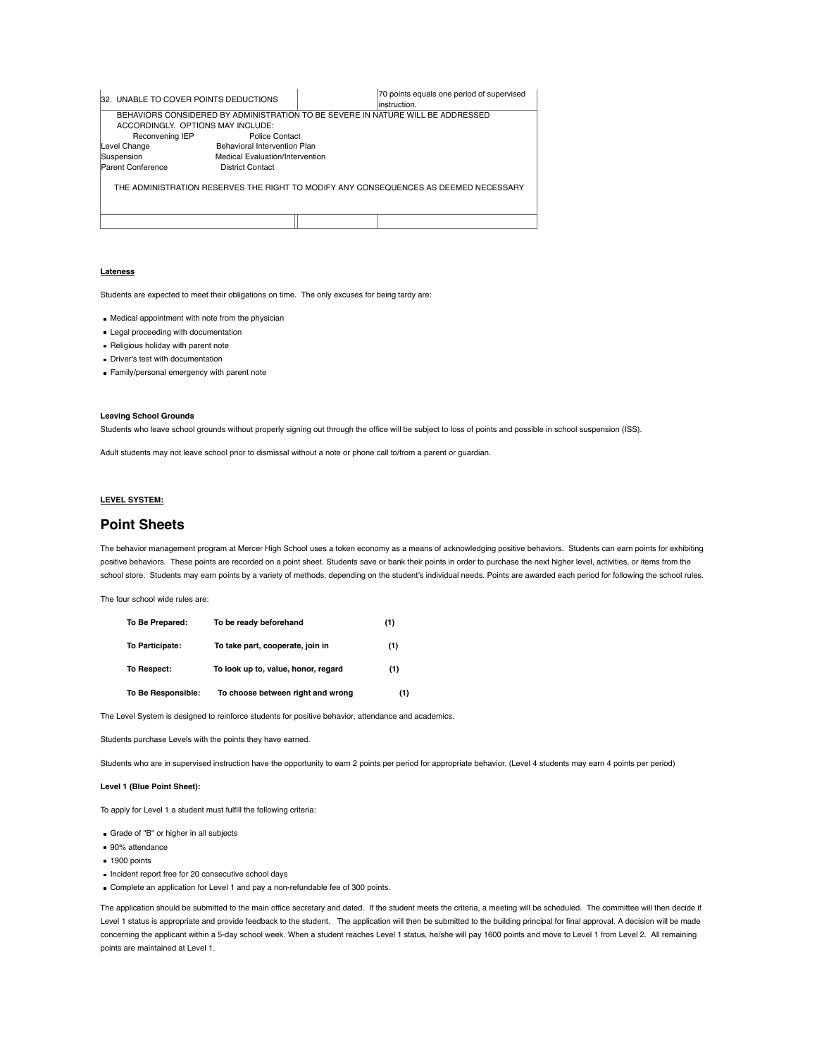| 32. UNABLE TO COVER POINTS DEDUCTIONS | | 70 points equals one period of supervised instruction. |
|---|---|---|
| BEHAVIORS CONSIDERED BY ADMINISTRATION TO BE SEVERE IN NATURE WILL BE ADDRESSED ACCORDINGLY. OPTIONS MAY INCLUDE: Reconvening IEP, Police Contact, Level Change, Behavioral Intervention Plan, Suspension, Medical Evaluation/Intervention, Parent Conference, District Contact<br><br>THE ADMINISTRATION RESERVES THE RIGHT TO MODIFY ANY CONSEQUENCES AS DEEMED NECESSARY | | |
| | | |

**Lateness**

Students are expected to meet their obligations on time. The only excuses for being tardy are:

- Medical appointment with note from the physician
- Legal proceeding with documentation
- Religious holiday with parent note
- Driver's test with documentation
- Family/personal emergency with parent note

**Leaving School Grounds**

Students who leave school grounds without properly signing out through the office will be subject to loss of points and possible in school suspension (ISS).

Adult students may not leave school prior to dismissal without a note or phone call to/from a parent or guardian.

**LEVEL SYSTEM:**

## Point Sheets

The behavior management program at Mercer High School uses a token economy as a means of acknowledging positive behaviors. Students can earn points for exhibiting positive behaviors. These points are recorded on a point sheet. Students save or bank their points in order to purchase the next higher level, activities, or items from the school store. Students may earn points by a variety of methods, depending on the student's individual needs. Points are awarded each period for following the school rules.

The four school wide rules are:

| | | |
|---|---|---|
| **To Be Prepared:** | **To be ready beforehand** | **(1)** |
| **To Participate:** | **To take part, cooperate, join in** | **(1)** |
| **To Respect:** | **To look up to, value, honor, regard** | **(1)** |
| **To Be Responsible:** | **To choose between right and wrong** | **(1)** |

The Level System is designed to reinforce students for positive behavior, attendance and academics.

Students purchase Levels with the points they have earned.

Students who are in supervised instruction have the opportunity to earn 2 points per period for appropriate behavior. (Level 4 students may earn 4 points per period)

**Level 1 (Blue Point Sheet):**

To apply for Level 1 a student must fulfill the following criteria:

- Grade of "B" or higher in all subjects
- 90% attendance
- 1900 points
- Incident report free for 20 consecutive school days
- Complete an application for Level 1 and pay a non-refundable fee of 300 points.

The application should be submitted to the main office secretary and dated. If the student meets the criteria, a meeting will be scheduled. The committee will then decide if Level 1 status is appropriate and provide feedback to the student. The application will then be submitted to the building principal for final approval. A decision will be made concerning the applicant within a 5-day school week. When a student reaches Level 1 status, he/she will pay 1600 points and move to Level 1 from Level 2. All remaining points are maintained at Level 1.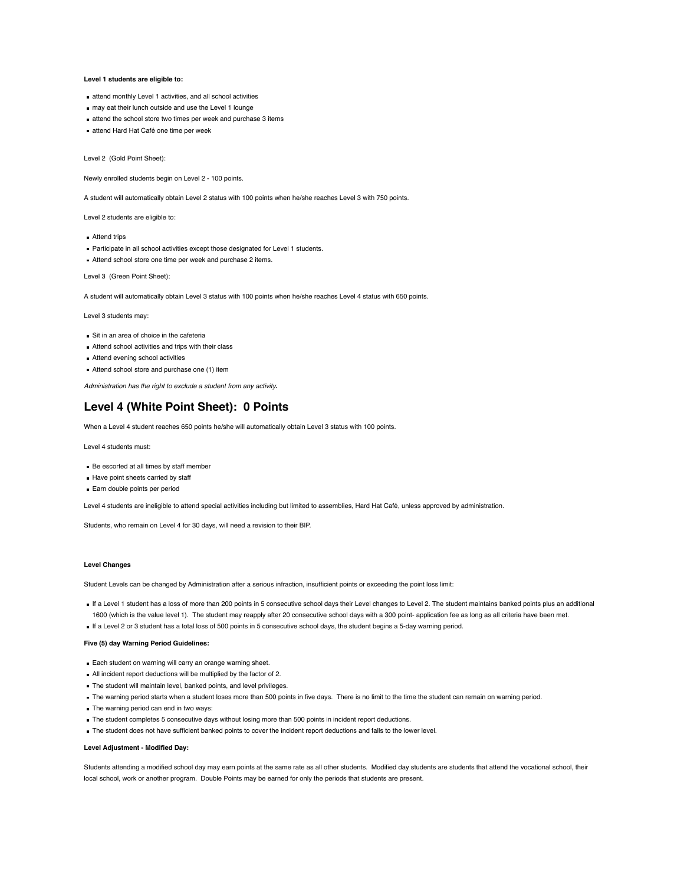**Level 1 students are eligible to:**

- attend monthly Level 1 activities, and all school activities
- may eat their lunch outside and use the Level 1 lounge
- attend the school store two times per week and purchase 3 items
- attend Hard Hat Café one time per week

Level 2 (Gold Point Sheet):

Newly enrolled students begin on Level 2 - 100 points.

A student will automatically obtain Level 2 status with 100 points when he/she reaches Level 3 with 750 points.

Level 2 students are eligible to:

- Attend trips
- Participate in all school activities except those designated for Level 1 students.
- Attend school store one time per week and purchase 2 items.

Level 3 (Green Point Sheet):

A student will automatically obtain Level 3 status with 100 points when he/she reaches Level 4 status with 650 points.

Level 3 students may:

- Sit in an area of choice in the cafeteria
- Attend school activities and trips with their class
- Attend evening school activities
- Attend school store and purchase one (1) item

*Administration has the right to exclude a student from any activity.*

## Level 4 (White Point Sheet): 0 Points

When a Level 4 student reaches 650 points he/she will automatically obtain Level 3 status with 100 points.

Level 4 students must:

- Be escorted at all times by staff member
- Have point sheets carried by staff
- Earn double points per period

Level 4 students are ineligible to attend special activities including but limited to assemblies, Hard Hat Café, unless approved by administration.

Students, who remain on Level 4 for 30 days, will need a revision to their BIP.

**Level Changes**

Student Levels can be changed by Administration after a serious infraction, insufficient points or exceeding the point loss limit:

- If a Level 1 student has a loss of more than 200 points in 5 consecutive school days their Level changes to Level 2. The student maintains banked points plus an additional 1600 (which is the value level 1). The student may reapply after 20 consecutive school days with a 300 point- application fee as long as all criteria have been met.
- If a Level 2 or 3 student has a total loss of 500 points in 5 consecutive school days, the student begins a 5-day warning period.

**Five (5) day Warning Period Guidelines:**

- Each student on warning will carry an orange warning sheet.
- All incident report deductions will be multiplied by the factor of 2.
- The student will maintain level, banked points, and level privileges.
- The warning period starts when a student loses more than 500 points in five days. There is no limit to the time the student can remain on warning period.
- The warning period can end in two ways:
- The student completes 5 consecutive days without losing more than 500 points in incident report deductions.
- The student does not have sufficient banked points to cover the incident report deductions and falls to the lower level.

**Level Adjustment - Modified Day:**

Students attending a modified school day may earn points at the same rate as all other students. Modified day students are students that attend the vocational school, their local school, work or another program. Double Points may be earned for only the periods that students are present.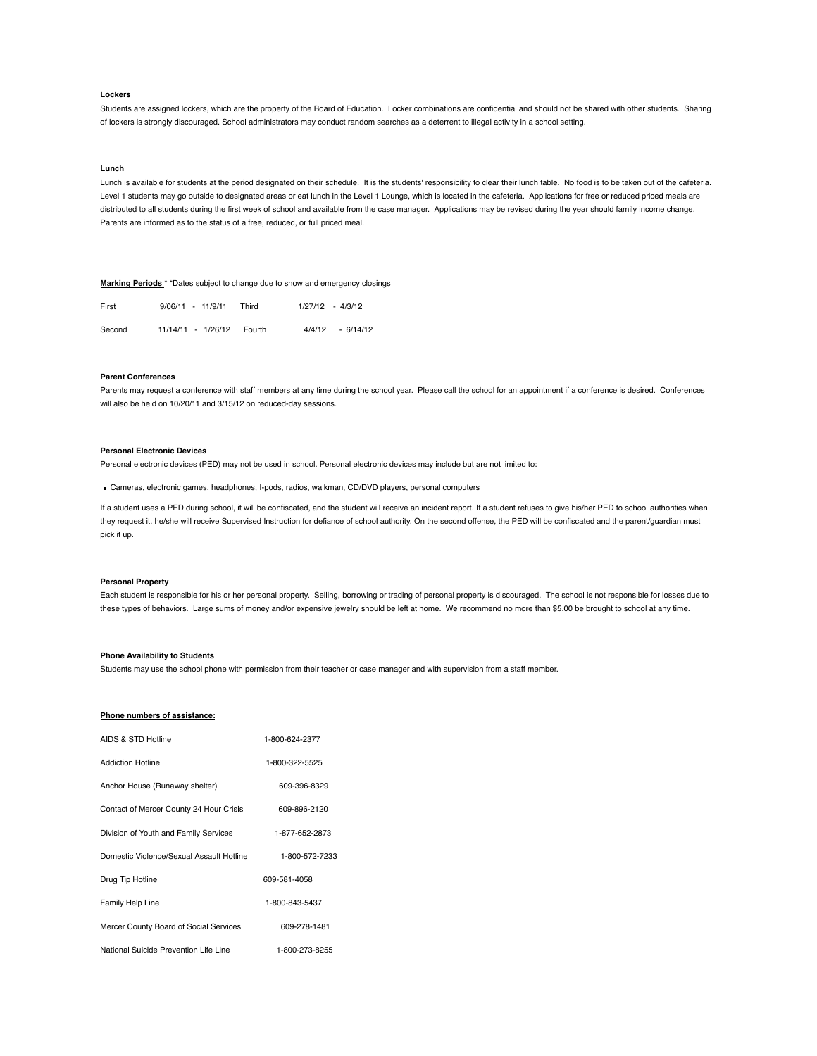### Lockers

Students are assigned lockers, which are the property of the Board of Education. Locker combinations are confidential and should not be shared with other students. Sharing of lockers is strongly discouraged. School administrators may conduct random searches as a deterrent to illegal activity in a school setting.

### Lunch

Lunch is available for students at the period designated on their schedule. It is the students' responsibility to clear their lunch table. No food is to be taken out of the cafeteria. Level 1 students may go outside to designated areas or eat lunch in the Level 1 Lounge, which is located in the cafeteria. Applications for free or reduced priced meals are distributed to all students during the first week of school and available from the case manager. Applications may be revised during the year should family income change. Parents are informed as to the status of a free, reduced, or full priced meal.

### Marking Periods * *Dates subject to change due to snow and emergency closings

| | | | |
|---|---|---|---|
| First | 9/06/11 - 11/9/11 | Third | 1/27/12 - 4/3/12 |
| Second | 11/14/11 - 1/26/12 | Fourth | 4/4/12 - 6/14/12 |

### Parent Conferences

Parents may request a conference with staff members at any time during the school year. Please call the school for an appointment if a conference is desired. Conferences will also be held on 10/20/11 and 3/15/12 on reduced-day sessions.

### Personal Electronic Devices

Personal electronic devices (PED) may not be used in school. Personal electronic devices may include but are not limited to:

- Cameras, electronic games, headphones, I-pods, radios, walkman, CD/DVD players, personal computers

If a student uses a PED during school, it will be confiscated, and the student will receive an incident report. If a student refuses to give his/her PED to school authorities when they request it, he/she will receive Supervised Instruction for defiance of school authority. On the second offense, the PED will be confiscated and the parent/guardian must pick it up.

### Personal Property

Each student is responsible for his or her personal property. Selling, borrowing or trading of personal property is discouraged. The school is not responsible for losses due to these types of behaviors. Large sums of money and/or expensive jewelry should be left at home. We recommend no more than $5.00 be brought to school at any time.

### Phone Availability to Students

Students may use the school phone with permission from their teacher or case manager and with supervision from a staff member.

### Phone numbers of assistance:

| | |
|---|---|
| AIDS & STD Hotline | 1-800-624-2377 |
| Addiction Hotline | 1-800-322-5525 |
| Anchor House (Runaway shelter) | 609-396-8329 |
| Contact of Mercer County 24 Hour Crisis | 609-896-2120 |
| Division of Youth and Family Services | 1-877-652-2873 |
| Domestic Violence/Sexual Assault Hotline | 1-800-572-7233 |
| Drug Tip Hotline | 609-581-4058 |
| Family Help Line | 1-800-843-5437 |
| Mercer County Board of Social Services | 609-278-1481 |
| National Suicide Prevention Life Line | 1-800-273-8255 |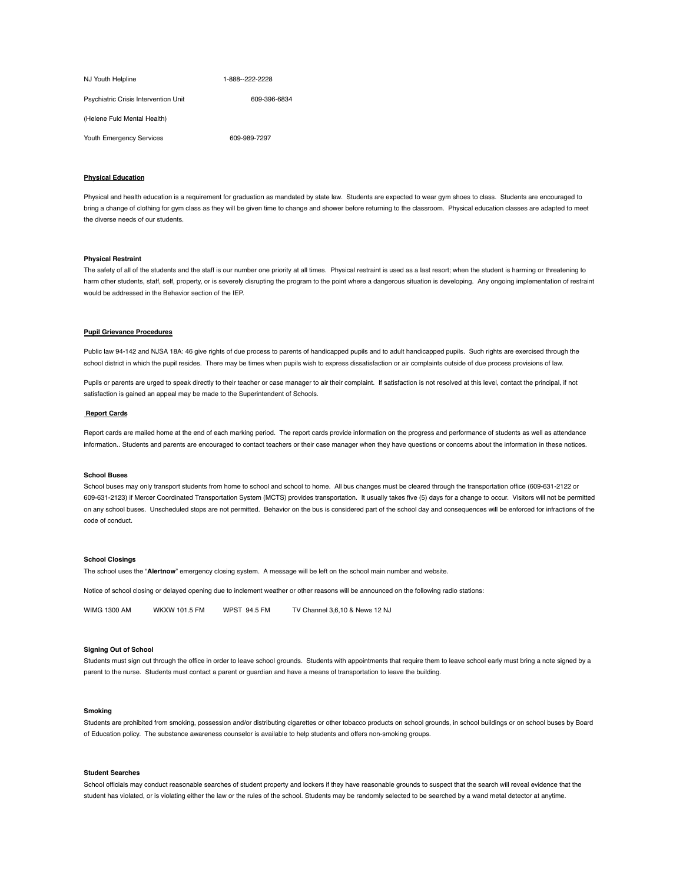NJ Youth Helpline 1-888--222-2228

Psychiatric Crisis Intervention Unit 609-396-6834

(Helene Fuld Mental Health)

Youth Emergency Services 609-989-7297

**Physical Education**

Physical and health education is a requirement for graduation as mandated by state law. Students are expected to wear gym shoes to class. Students are encouraged to bring a change of clothing for gym class as they will be given time to change and shower before returning to the classroom. Physical education classes are adapted to meet the diverse needs of our students.

**Physical Restraint**

The safety of all of the students and the staff is our number one priority at all times. Physical restraint is used as a last resort; when the student is harming or threatening to harm other students, staff, self, property, or is severely disrupting the program to the point where a dangerous situation is developing. Any ongoing implementation of restraint would be addressed in the Behavior section of the IEP.

**Pupil Grievance Procedures**

Public law 94-142 and NJSA 18A: 46 give rights of due process to parents of handicapped pupils and to adult handicapped pupils. Such rights are exercised through the school district in which the pupil resides. There may be times when pupils wish to express dissatisfaction or air complaints outside of due process provisions of law.

Pupils or parents are urged to speak directly to their teacher or case manager to air their complaint. If satisfaction is not resolved at this level, contact the principal, if not satisfaction is gained an appeal may be made to the Superintendent of Schools.

**Report Cards**

Report cards are mailed home at the end of each marking period. The report cards provide information on the progress and performance of students as well as attendance information.. Students and parents are encouraged to contact teachers or their case manager when they have questions or concerns about the information in these notices.

**School Buses**

School buses may only transport students from home to school and school to home. All bus changes must be cleared through the transportation office (609-631-2122 or 609-631-2123) if Mercer Coordinated Transportation System (MCTS) provides transportation. It usually takes five (5) days for a change to occur. Visitors will not be permitted on any school buses. Unscheduled stops are not permitted. Behavior on the bus is considered part of the school day and consequences will be enforced for infractions of the code of conduct.

**School Closings**

The school uses the "**Alertnow**" emergency closing system. A message will be left on the school main number and website.

Notice of school closing or delayed opening due to inclement weather or other reasons will be announced on the following radio stations:

WIMG 1300 AM WKXW 101.5 FM WPST 94.5 FM TV Channel 3,6,10 & News 12 NJ

**Signing Out of School**

Students must sign out through the office in order to leave school grounds. Students with appointments that require them to leave school early must bring a note signed by a parent to the nurse. Students must contact a parent or guardian and have a means of transportation to leave the building.

**Smoking**

Students are prohibited from smoking, possession and/or distributing cigarettes or other tobacco products on school grounds, in school buildings or on school buses by Board of Education policy. The substance awareness counselor is available to help students and offers non-smoking groups.

**Student Searches**

School officials may conduct reasonable searches of student property and lockers if they have reasonable grounds to suspect that the search will reveal evidence that the student has violated, or is violating either the law or the rules of the school. Students may be randomly selected to be searched by a wand metal detector at anytime.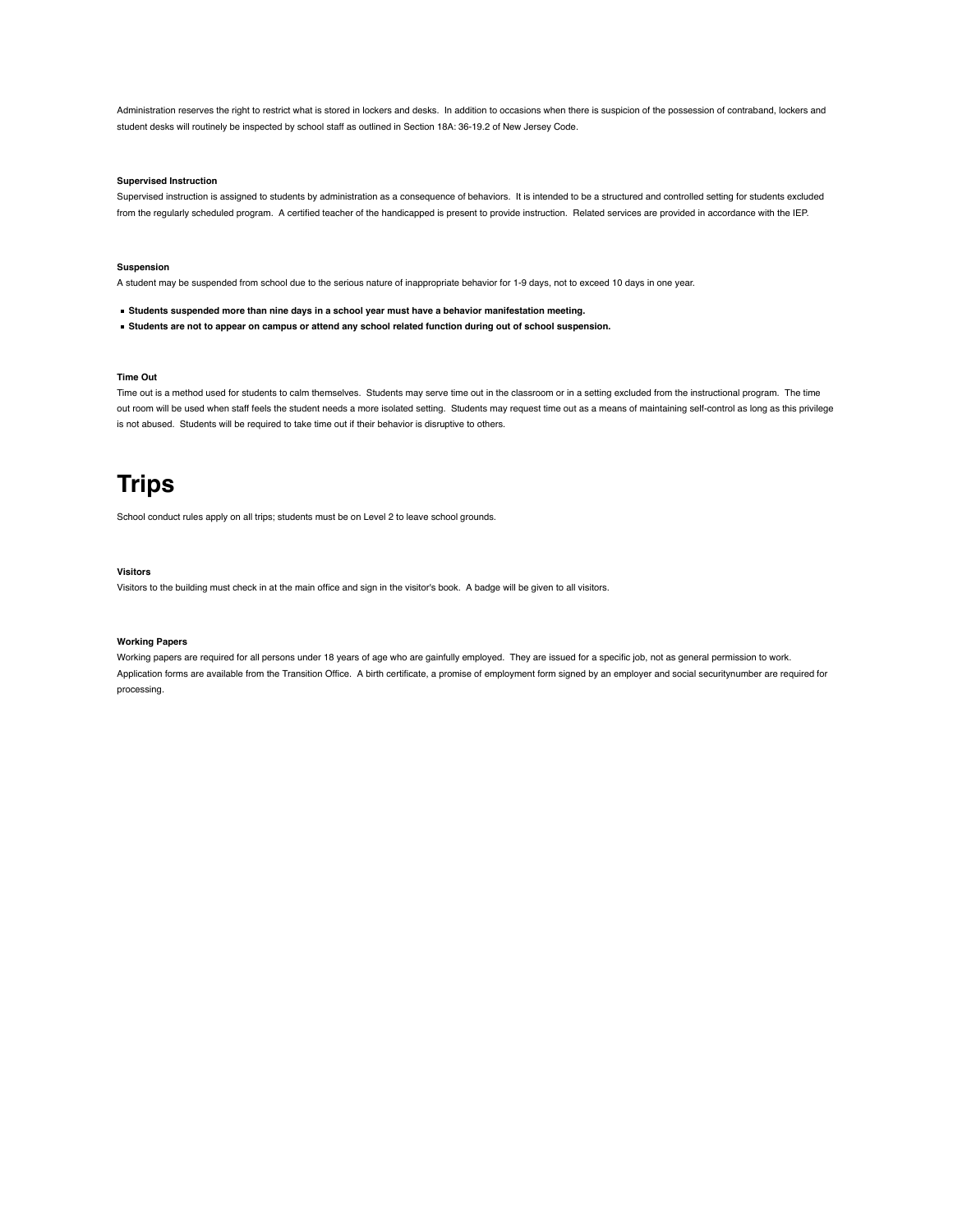Administration reserves the right to restrict what is stored in lockers and desks. In addition to occasions when there is suspicion of the possession of contraband, lockers and student desks will routinely be inspected by school staff as outlined in Section 18A: 36-19.2 of New Jersey Code.

#### Supervised Instruction

Supervised instruction is assigned to students by administration as a consequence of behaviors. It is intended to be a structured and controlled setting for students excluded from the regularly scheduled program. A certified teacher of the handicapped is present to provide instruction. Related services are provided in accordance with the IEP.

#### Suspension

A student may be suspended from school due to the serious nature of inappropriate behavior for 1-9 days, not to exceed 10 days in one year.

- **Students suspended more than nine days in a school year must have a behavior manifestation meeting.**
- **Students are not to appear on campus or attend any school related function during out of school suspension.**

#### Time Out

Time out is a method used for students to calm themselves. Students may serve time out in the classroom or in a setting excluded from the instructional program. The time out room will be used when staff feels the student needs a more isolated setting. Students may request time out as a means of maintaining self-control as long as this privilege is not abused. Students will be required to take time out if their behavior is disruptive to others.

# Trips

School conduct rules apply on all trips; students must be on Level 2 to leave school grounds.

#### Visitors

Visitors to the building must check in at the main office and sign in the visitor's book. A badge will be given to all visitors.

#### Working Papers

Working papers are required for all persons under 18 years of age who are gainfully employed. They are issued for a specific job, not as general permission to work. Application forms are available from the Transition Office. A birth certificate, a promise of employment form signed by an employer and social securitynumber are required for processing.